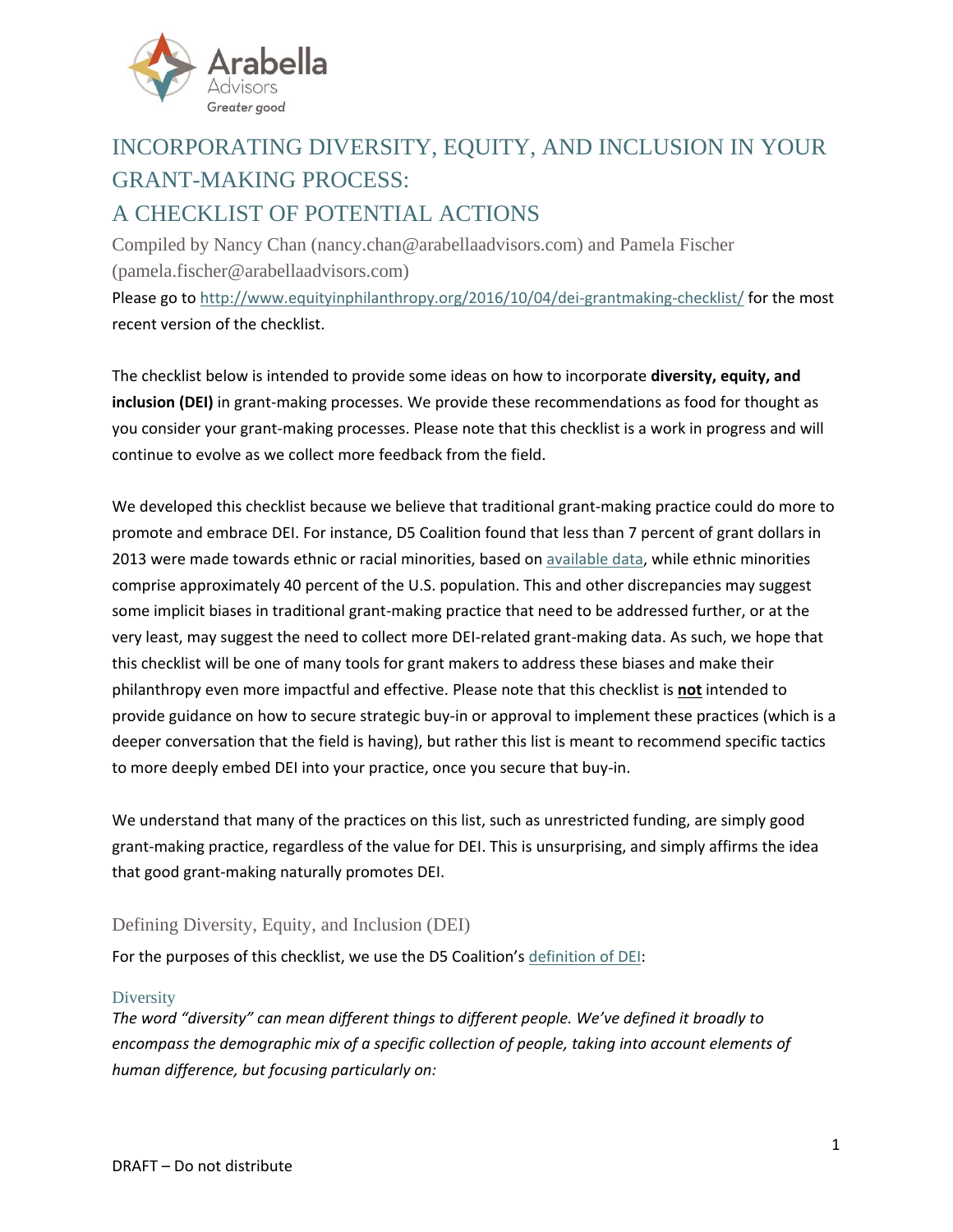# INCORPORATING DIVERSITY, EQUITY, AND INCLUSION IN YOUR GRANT-MAKING PROCESS:
# A CHECKLIST OF POTENTIAL ACTIONS

Compiled by Nancy Chan (nancy.chan@arabellaadvisors.com) and Pamela Fischer (pamela.fischer@arabellaadvisors.com)

Please go to http://www.equityinphilanthropy.org/2016/10/04/dei-grantmaking-checklist/ for the most recent version of the checklist.

The checklist below is intended to provide some ideas on how to incorporate **diversity, equity, and inclusion (DEI)** in grant-making processes. We provide these recommendations as food for thought as you consider your grant-making processes. Please note that this checklist is a work in progress and will continue to evolve as we collect more feedback from the field.

We developed this checklist because we believe that traditional grant-making practice could do more to promote and embrace DEI. For instance, D5 Coalition found that less than 7 percent of grant dollars in 2013 were made towards ethnic or racial minorities, based on available data, while ethnic minorities comprise approximately 40 percent of the U.S. population. This and other discrepancies may suggest some implicit biases in traditional grant-making practice that need to be addressed further, or at the very least, may suggest the need to collect more DEI-related grant-making data. As such, we hope that this checklist will be one of many tools for grant makers to address these biases and make their philanthropy even more impactful and effective. Please note that this checklist is **not** intended to provide guidance on how to secure strategic buy-in or approval to implement these practices (which is a deeper conversation that the field is having), but rather this list is meant to recommend specific tactics to more deeply embed DEI into your practice, once you secure that buy-in.

We understand that many of the practices on this list, such as unrestricted funding, are simply good grant-making practice, regardless of the value for DEI. This is unsurprising, and simply affirms the idea that good grant-making naturally promotes DEI.

## Defining Diversity, Equity, and Inclusion (DEI)

For the purposes of this checklist, we use the D5 Coalition's definition of DEI:

### Diversity

*The word "diversity" can mean different things to different people. We've defined it broadly to encompass the demographic mix of a specific collection of people, taking into account elements of human difference, but focusing particularly on:*

DRAFT – Do not distribute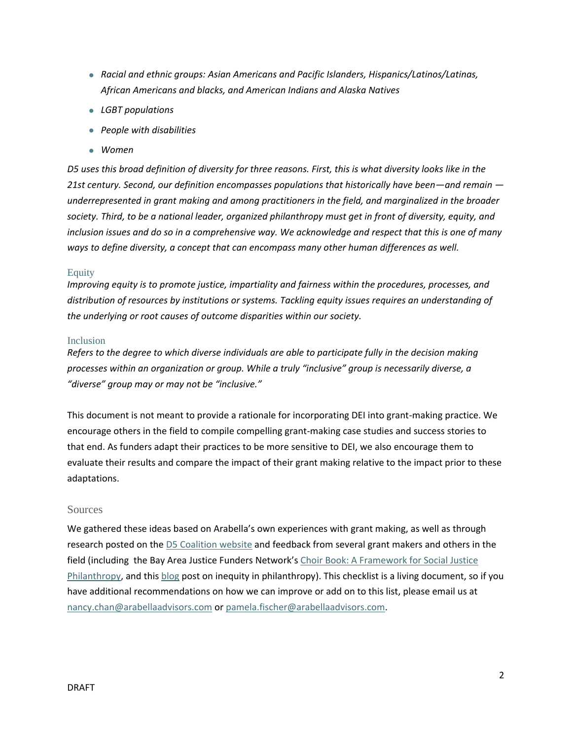- *Racial and ethnic groups: Asian Americans and Pacific Islanders, Hispanics/Latinos/Latinas, African Americans and blacks, and American Indians and Alaska Natives*
- *LGBT populations*
- *People with disabilities*
- *Women*

*D5 uses this broad definition of diversity for three reasons. First, this is what diversity looks like in the 21st century. Second, our definition encompasses populations that historically have been—and remain — underrepresented in grant making and among practitioners in the field, and marginalized in the broader society. Third, to be a national leader, organized philanthropy must get in front of diversity, equity, and inclusion issues and do so in a comprehensive way. We acknowledge and respect that this is one of many ways to define diversity, a concept that can encompass many other human differences as well.*

### Equity

*Improving equity is to promote justice, impartiality and fairness within the procedures, processes, and distribution of resources by institutions or systems. Tackling equity issues requires an understanding of the underlying or root causes of outcome disparities within our society.*

### Inclusion

*Refers to the degree to which diverse individuals are able to participate fully in the decision making processes within an organization or group. While a truly "inclusive" group is necessarily diverse, a "diverse" group may or may not be "inclusive."*

This document is not meant to provide a rationale for incorporating DEI into grant-making practice. We encourage others in the field to compile compelling grant-making case studies and success stories to that end. As funders adapt their practices to be more sensitive to DEI, we also encourage them to evaluate their results and compare the impact of their grant making relative to the impact prior to these adaptations.

## Sources

We gathered these ideas based on Arabella's own experiences with grant making, as well as through research posted on the D5 Coalition website and feedback from several grant makers and others in the field (including the Bay Area Justice Funders Network's Choir Book: A Framework for Social Justice Philanthropy, and this blog post on inequity in philanthropy). This checklist is a living document, so if you have additional recommendations on how we can improve or add on to this list, please email us at nancy.chan@arabellaadvisors.com or pamela.fischer@arabellaadvisors.com.

DRAFT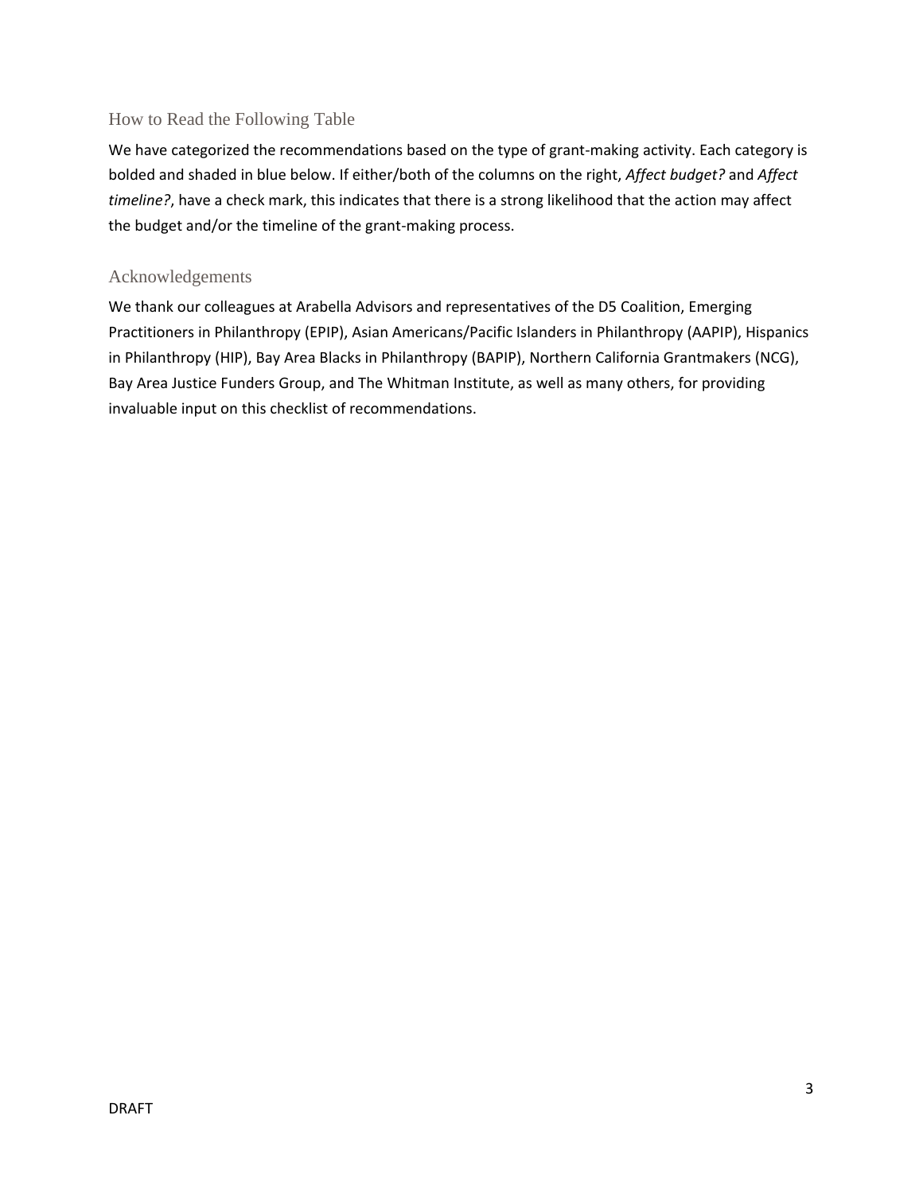## How to Read the Following Table

We have categorized the recommendations based on the type of grant-making activity. Each category is bolded and shaded in blue below. If either/both of the columns on the right, *Affect budget?* and *Affect timeline?*, have a check mark, this indicates that there is a strong likelihood that the action may affect the budget and/or the timeline of the grant-making process.

## Acknowledgements

We thank our colleagues at Arabella Advisors and representatives of the D5 Coalition, Emerging Practitioners in Philanthropy (EPIP), Asian Americans/Pacific Islanders in Philanthropy (AAPIP), Hispanics in Philanthropy (HIP), Bay Area Blacks in Philanthropy (BAPIP), Northern California Grantmakers (NCG), Bay Area Justice Funders Group, and The Whitman Institute, as well as many others, for providing invaluable input on this checklist of recommendations.

DRAFT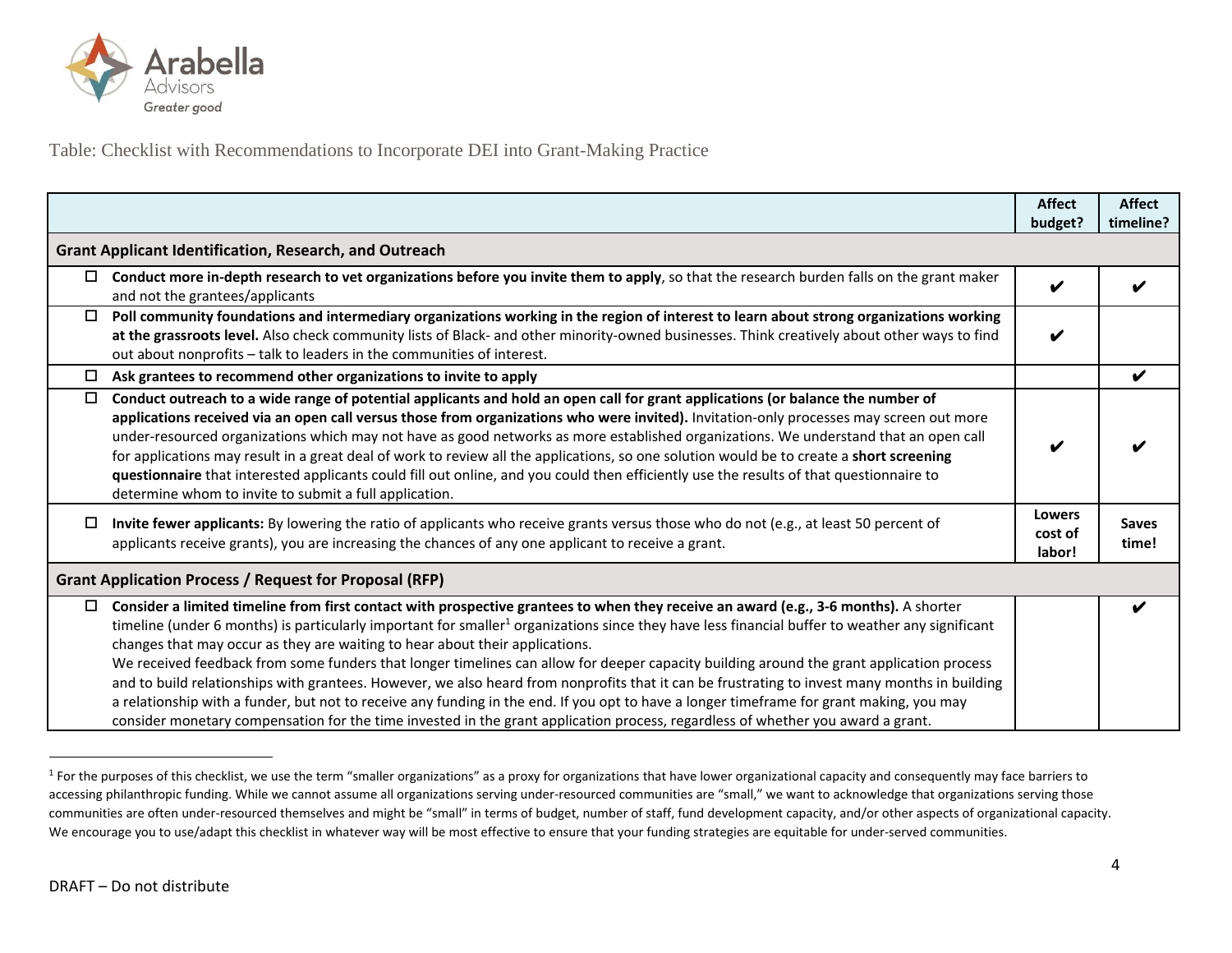Table: Checklist with Recommendations to Incorporate DEI into Grant-Making Practice

| | Affect budget? | Affect timeline? |
|---|---|---|
| **Grant Applicant Identification, Research, and Outreach** | | |
| ☐ **Conduct more in-depth research to vet organizations before you invite them to apply**, so that the research burden falls on the grant maker and not the grantees/applicants | ✔ | ✔ |
| ☐ **Poll community foundations and intermediary organizations working in the region of interest to learn about strong organizations working at the grassroots level.** Also check community lists of Black- and other minority-owned businesses. Think creatively about other ways to find out about nonprofits – talk to leaders in the communities of interest. | ✔ | |
| ☐ **Ask grantees to recommend other organizations to invite to apply** | | ✔ |
| ☐ **Conduct outreach to a wide range of potential applicants and hold an open call for grant applications (or balance the number of applications received via an open call versus those from organizations who were invited).** Invitation-only processes may screen out more under-resourced organizations which may not have as good networks as more established organizations. We understand that an open call for applications may result in a great deal of work to review all the applications, so one solution would be to create a **short screening questionnaire** that interested applicants could fill out online, and you could then efficiently use the results of that questionnaire to determine whom to invite to submit a full application. | ✔ | ✔ |
| ☐ **Invite fewer applicants:** By lowering the ratio of applicants who receive grants versus those who do not (e.g., at least 50 percent of applicants receive grants), you are increasing the chances of any one applicant to receive a grant. | **Lowers cost of labor!** | **Saves time!** |
| **Grant Application Process / Request for Proposal (RFP)** | | |
| ☐ **Consider a limited timeline from first contact with prospective grantees to when they receive an award (e.g., 3-6 months).** A shorter timeline (under 6 months) is particularly important for smaller[1] organizations since they have less financial buffer to weather any significant changes that may occur as they are waiting to hear about their applications. We received feedback from some funders that longer timelines can allow for deeper capacity building around the grant application process and to build relationships with grantees. However, we also heard from nonprofits that it can be frustrating to invest many months in building a relationship with a funder, but not to receive any funding in the end. If you opt to have a longer timeframe for grant making, you may consider monetary compensation for the time invested in the grant application process, regardless of whether you award a grant. | | ✔ |

[1] For the purposes of this checklist, we use the term "smaller organizations" as a proxy for organizations that have lower organizational capacity and consequently may face barriers to accessing philanthropic funding. While we cannot assume all organizations serving under-resourced communities are "small," we want to acknowledge that organizations serving those communities are often under-resourced themselves and might be "small" in terms of budget, number of staff, fund development capacity, and/or other aspects of organizational capacity. We encourage you to use/adapt this checklist in whatever way will be most effective to ensure that your funding strategies are equitable for under-served communities.

DRAFT – Do not distribute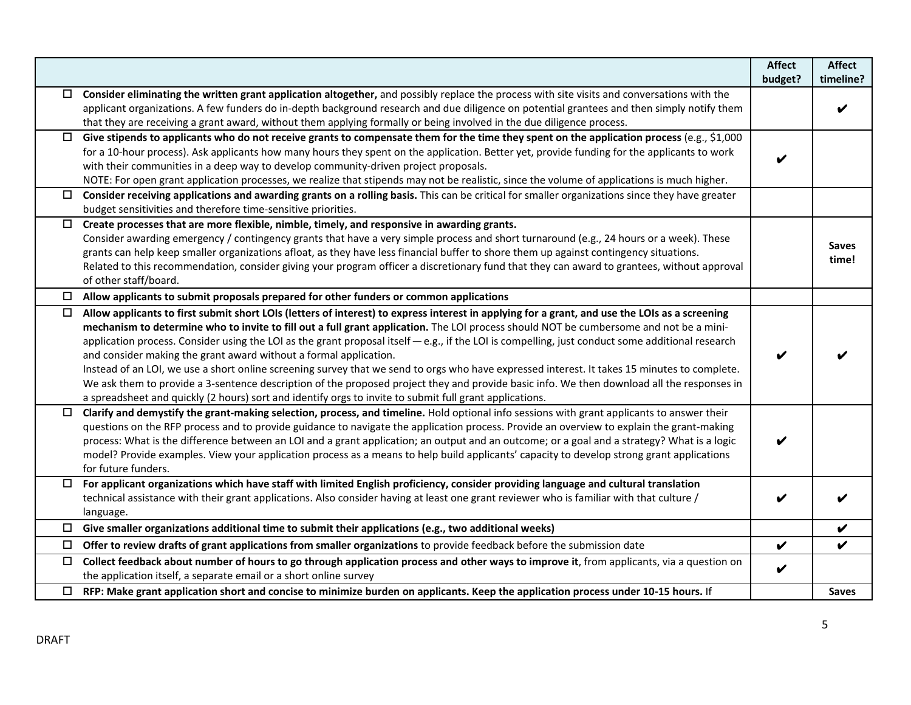| | Affect budget? | Affect timeline? |
|---|---|---|
| ☐ **Consider eliminating the written grant application altogether,** and possibly replace the process with site visits and conversations with the applicant organizations. A few funders do in-depth background research and due diligence on potential grantees and then simply notify them that they are receiving a grant award, without them applying formally or being involved in the due diligence process. | | ✔ |
| ☐ **Give stipends to applicants who do not receive grants to compensate them for the time they spent on the application process** (e.g., $1,000 for a 10-hour process). Ask applicants how many hours they spent on the application. Better yet, provide funding for the applicants to work with their communities in a deep way to develop community-driven project proposals.<br>NOTE: For open grant application processes, we realize that stipends may not be realistic, since the volume of applications is much higher. | ✔ | |
| ☐ **Consider receiving applications and awarding grants on a rolling basis.** This can be critical for smaller organizations since they have greater budget sensitivities and therefore time-sensitive priorities. | | |
| ☐ **Create processes that are more flexible, nimble, timely, and responsive in awarding grants.**<br>Consider awarding emergency / contingency grants that have a very simple process and short turnaround (e.g., 24 hours or a week). These grants can help keep smaller organizations afloat, as they have less financial buffer to shore them up against contingency situations.<br>Related to this recommendation, consider giving your program officer a discretionary fund that they can award to grantees, without approval of other staff/board. | | **Saves time!** |
| ☐ **Allow applicants to submit proposals prepared for other funders or common applications** | | |
| ☐ **Allow applicants to first submit short LOIs (letters of interest) to express interest in applying for a grant, and use the LOIs as a screening mechanism to determine who to invite to fill out a full grant application.** The LOI process should NOT be cumbersome and not be a mini-application process. Consider using the LOI as the grant proposal itself — e.g., if the LOI is compelling, just conduct some additional research and consider making the grant award without a formal application.<br>Instead of an LOI, we use a short online screening survey that we send to orgs who have expressed interest. It takes 15 minutes to complete. We ask them to provide a 3-sentence description of the proposed project they and provide basic info. We then download all the responses in a spreadsheet and quickly (2 hours) sort and identify orgs to invite to submit full grant applications. | ✔ | ✔ |
| ☐ **Clarify and demystify the grant-making selection, process, and timeline.** Hold optional info sessions with grant applicants to answer their questions on the RFP process and to provide guidance to navigate the application process. Provide an overview to explain the grant-making process: What is the difference between an LOI and a grant application; an output and an outcome; or a goal and a strategy? What is a logic model? Provide examples. View your application process as a means to help build applicants' capacity to develop strong grant applications for future funders. | ✔ | |
| ☐ **For applicant organizations which have staff with limited English proficiency, consider providing language and cultural translation** technical assistance with their grant applications. Also consider having at least one grant reviewer who is familiar with that culture / language. | ✔ | ✔ |
| ☐ **Give smaller organizations additional time to submit their applications (e.g., two additional weeks)** | | ✔ |
| ☐ **Offer to review drafts of grant applications from smaller organizations** to provide feedback before the submission date | ✔ | ✔ |
| ☐ **Collect feedback about number of hours to go through application process and other ways to improve it**, from applicants, via a question on the application itself, a separate email or a short online survey | ✔ | |
| ☐ **RFP: Make grant application short and concise to minimize burden on applicants. Keep the application process under 10-15 hours.** If | | **Saves** |

DRAFT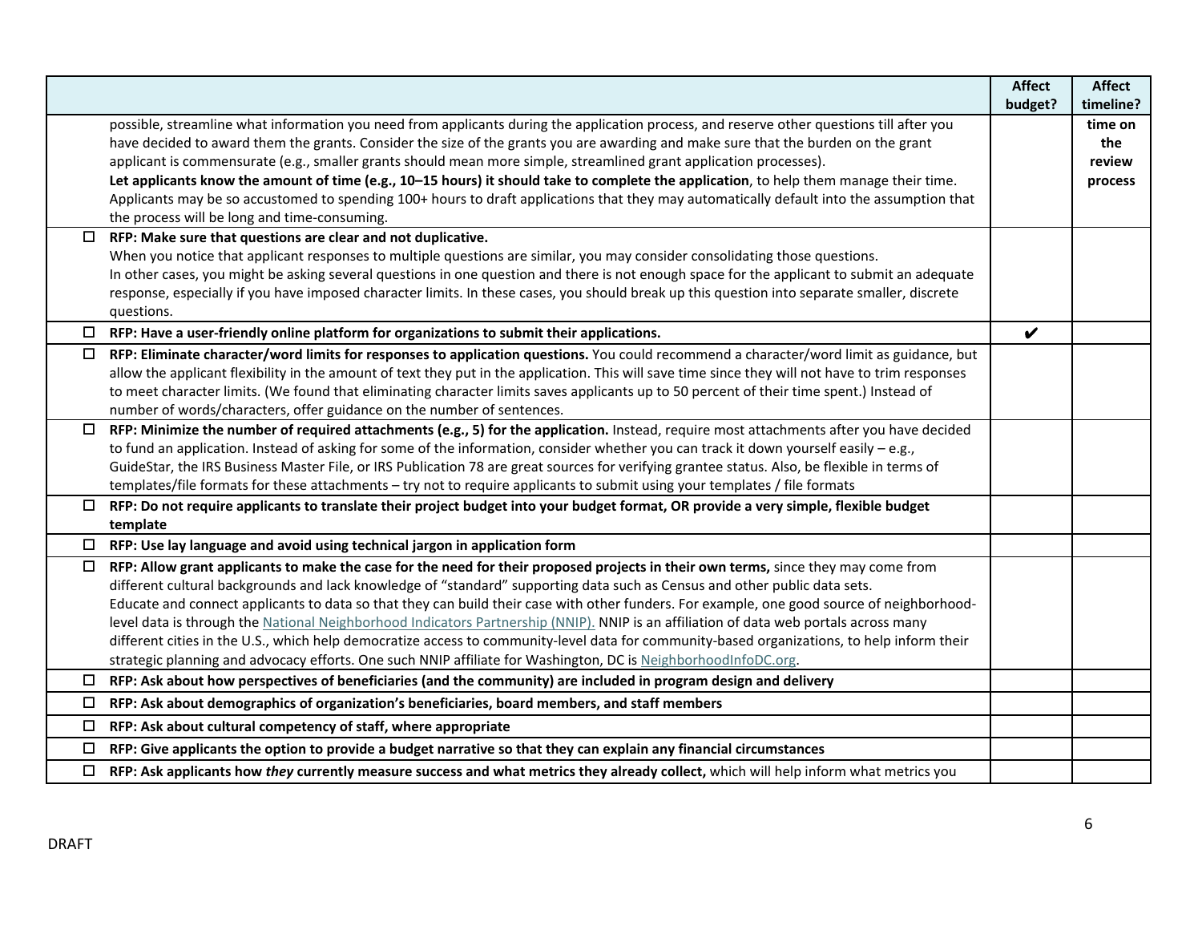| | Affect budget? | Affect timeline? |
|---|---|---|
| possible, streamline what information you need from applicants during the application process, and reserve other questions till after you have decided to award them the grants. Consider the size of the grants you are awarding and make sure that the burden on the grant applicant is commensurate (e.g., smaller grants should mean more simple, streamlined grant application processes).<br>**Let applicants know the amount of time (e.g., 10–15 hours) it should take to complete the application**, to help them manage their time. Applicants may be so accustomed to spending 100+ hours to draft applications that they may automatically default into the assumption that the process will be long and time-consuming. | | **time on the review process** |
| ☐ **RFP: Make sure that questions are clear and not duplicative.**<br>When you notice that applicant responses to multiple questions are similar, you may consider consolidating those questions.<br>In other cases, you might be asking several questions in one question and there is not enough space for the applicant to submit an adequate response, especially if you have imposed character limits. In these cases, you should break up this question into separate smaller, discrete questions. | | |
| ☐ **RFP: Have a user-friendly online platform for organizations to submit their applications.** | ✔ | |
| ☐ **RFP: Eliminate character/word limits for responses to application questions.** You could recommend a character/word limit as guidance, but allow the applicant flexibility in the amount of text they put in the application. This will save time since they will not have to trim responses to meet character limits. (We found that eliminating character limits saves applicants up to 50 percent of their time spent.) Instead of number of words/characters, offer guidance on the number of sentences. | | |
| ☐ **RFP: Minimize the number of required attachments (e.g., 5) for the application.** Instead, require most attachments after you have decided to fund an application. Instead of asking for some of the information, consider whether you can track it down yourself easily – e.g., GuideStar, the IRS Business Master File, or IRS Publication 78 are great sources for verifying grantee status. Also, be flexible in terms of templates/file formats for these attachments – try not to require applicants to submit using your templates / file formats | | |
| ☐ **RFP: Do not require applicants to translate their project budget into your budget format, OR provide a very simple, flexible budget template** | | |
| ☐ **RFP: Use lay language and avoid using technical jargon in application form** | | |
| ☐ **RFP: Allow grant applicants to make the case for the need for their proposed projects in their own terms,** since they may come from different cultural backgrounds and lack knowledge of "standard" supporting data such as Census and other public data sets.<br>Educate and connect applicants to data so that they can build their case with other funders. For example, one good source of neighborhood-level data is through the National Neighborhood Indicators Partnership (NNIP). NNIP is an affiliation of data web portals across many different cities in the U.S., which help democratize access to community-level data for community-based organizations, to help inform their strategic planning and advocacy efforts. One such NNIP affiliate for Washington, DC is NeighborhoodInfoDC.org. | | |
| ☐ **RFP: Ask about how perspectives of beneficiaries (and the community) are included in program design and delivery** | | |
| ☐ **RFP: Ask about demographics of organization's beneficiaries, board members, and staff members** | | |
| ☐ **RFP: Ask about cultural competency of staff, where appropriate** | | |
| ☐ **RFP: Give applicants the option to provide a budget narrative so that they can explain any financial circumstances** | | |
| ☐ **RFP: Ask applicants how *they* currently measure success and what metrics they already collect,** which will help inform what metrics you | | |

DRAFT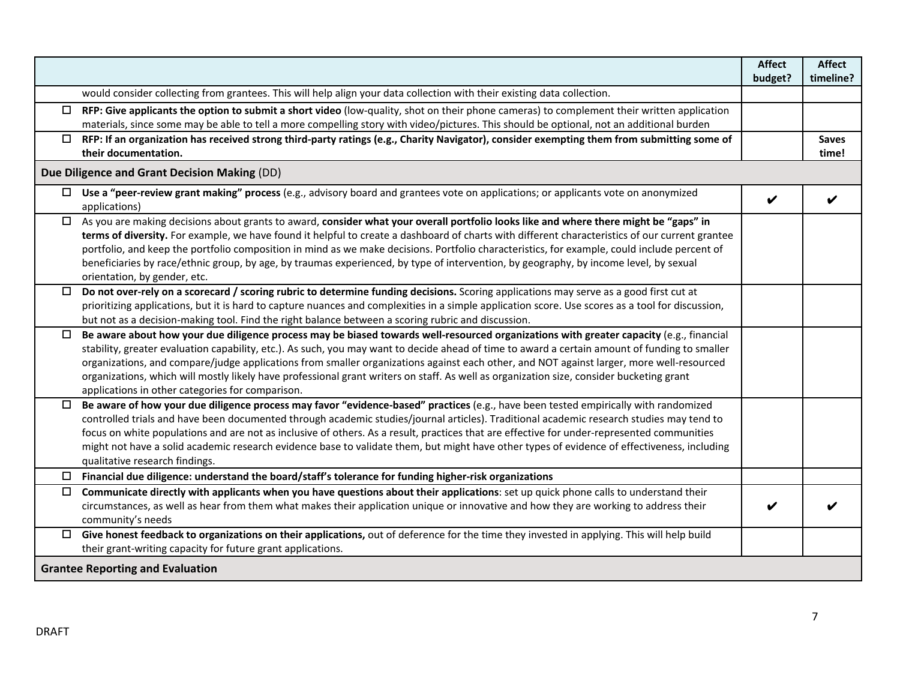| | Affect budget? | Affect timeline? |
|---|---|---|
| would consider collecting from grantees. This will help align your data collection with their existing data collection. | | |
| ☐ **RFP: Give applicants the option to submit a short video** (low-quality, shot on their phone cameras) to complement their written application materials, since some may be able to tell a more compelling story with video/pictures. This should be optional, not an additional burden | | |
| ☐ **RFP: If an organization has received strong third-party ratings (e.g., Charity Navigator), consider exempting them from submitting some of their documentation.** | | **Saves time!** |
| **Due Diligence and Grant Decision Making** (DD) | | |
| ☐ **Use a "peer-review grant making" process** (e.g., advisory board and grantees vote on applications; or applicants vote on anonymized applications) | ✔ | ✔ |
| ☐ As you are making decisions about grants to award, **consider what your overall portfolio looks like and where there might be "gaps" in terms of diversity.** For example, we have found it helpful to create a dashboard of charts with different characteristics of our current grantee portfolio, and keep the portfolio composition in mind as we make decisions. Portfolio characteristics, for example, could include percent of beneficiaries by race/ethnic group, by age, by traumas experienced, by type of intervention, by geography, by income level, by sexual orientation, by gender, etc. | | |
| ☐ **Do not over-rely on a scorecard / scoring rubric to determine funding decisions.** Scoring applications may serve as a good first cut at prioritizing applications, but it is hard to capture nuances and complexities in a simple application score. Use scores as a tool for discussion, but not as a decision-making tool. Find the right balance between a scoring rubric and discussion. | | |
| ☐ **Be aware about how your due diligence process may be biased towards well-resourced organizations with greater capacity** (e.g., financial stability, greater evaluation capability, etc.). As such, you may want to decide ahead of time to award a certain amount of funding to smaller organizations, and compare/judge applications from smaller organizations against each other, and NOT against larger, more well-resourced organizations, which will mostly likely have professional grant writers on staff. As well as organization size, consider bucketing grant applications in other categories for comparison. | | |
| ☐ **Be aware of how your due diligence process may favor "evidence-based" practices** (e.g., have been tested empirically with randomized controlled trials and have been documented through academic studies/journal articles). Traditional academic research studies may tend to focus on white populations and are not as inclusive of others. As a result, practices that are effective for under-represented communities might not have a solid academic research evidence base to validate them, but might have other types of evidence of effectiveness, including qualitative research findings. | | |
| ☐ **Financial due diligence: understand the board/staff's tolerance for funding higher-risk organizations** | | |
| ☐ **Communicate directly with applicants when you have questions about their applications**: set up quick phone calls to understand their circumstances, as well as hear from them what makes their application unique or innovative and how they are working to address their community's needs | ✔ | ✔ |
| ☐ **Give honest feedback to organizations on their applications,** out of deference for the time they invested in applying. This will help build their grant-writing capacity for future grant applications. | | |
| **Grantee Reporting and Evaluation** | | |

DRAFT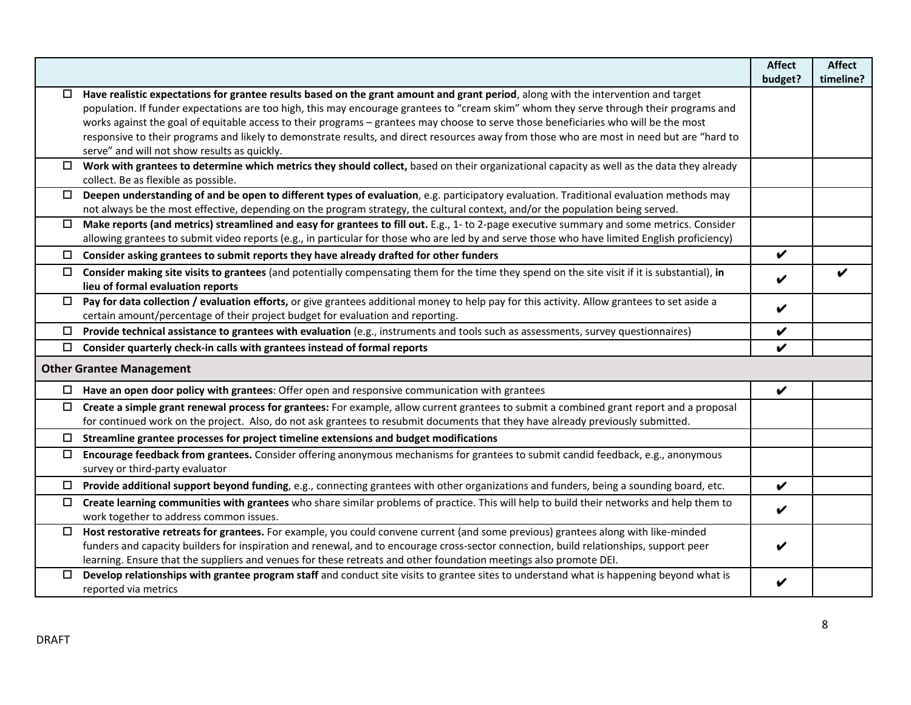| | Affect budget? | Affect timeline? |
|---|---|---|
| ☐ **Have realistic expectations for grantee results based on the grant amount and grant period**, along with the intervention and target population. If funder expectations are too high, this may encourage grantees to "cream skim" whom they serve through their programs and works against the goal of equitable access to their programs – grantees may choose to serve those beneficiaries who will be the most responsive to their programs and likely to demonstrate results, and direct resources away from those who are most in need but are "hard to serve" and will not show results as quickly. | | |
| ☐ **Work with grantees to determine which metrics they should collect,** based on their organizational capacity as well as the data they already collect. Be as flexible as possible. | | |
| ☐ **Deepen understanding of and be open to different types of evaluation**, e.g. participatory evaluation. Traditional evaluation methods may not always be the most effective, depending on the program strategy, the cultural context, and/or the population being served. | | |
| ☐ **Make reports (and metrics) streamlined and easy for grantees to fill out.** E.g., 1- to 2-page executive summary and some metrics. Consider allowing grantees to submit video reports (e.g., in particular for those who are led by and serve those who have limited English proficiency) | | |
| ☐ **Consider asking grantees to submit reports they have already drafted for other funders** | ✔ | |
| ☐ **Consider making site visits to grantees** (and potentially compensating them for the time they spend on the site visit if it is substantial), **in lieu of formal evaluation reports** | ✔ | ✔ |
| ☐ **Pay for data collection / evaluation efforts,** or give grantees additional money to help pay for this activity. Allow grantees to set aside a certain amount/percentage of their project budget for evaluation and reporting. | ✔ | |
| ☐ **Provide technical assistance to grantees with evaluation** (e.g., instruments and tools such as assessments, survey questionnaires) | ✔ | |
| ☐ **Consider quarterly check-in calls with grantees instead of formal reports** | ✔ | |
| **Other Grantee Management** | | |
| ☐ **Have an open door policy with grantees**: Offer open and responsive communication with grantees | ✔ | |
| ☐ **Create a simple grant renewal process for grantees:** For example, allow current grantees to submit a combined grant report and a proposal for continued work on the project. Also, do not ask grantees to resubmit documents that they have already previously submitted. | | |
| ☐ **Streamline grantee processes for project timeline extensions and budget modifications** | | |
| ☐ **Encourage feedback from grantees.** Consider offering anonymous mechanisms for grantees to submit candid feedback, e.g., anonymous survey or third-party evaluator | | |
| ☐ **Provide additional support beyond funding**, e.g., connecting grantees with other organizations and funders, being a sounding board, etc. | ✔ | |
| ☐ **Create learning communities with grantees** who share similar problems of practice. This will help to build their networks and help them to work together to address common issues. | ✔ | |
| ☐ **Host restorative retreats for grantees.** For example, you could convene current (and some previous) grantees along with like-minded funders and capacity builders for inspiration and renewal, and to encourage cross-sector connection, build relationships, support peer learning. Ensure that the suppliers and venues for these retreats and other foundation meetings also promote DEI. | ✔ | |
| ☐ **Develop relationships with grantee program staff** and conduct site visits to grantee sites to understand what is happening beyond what is reported via metrics | ✔ | |

DRAFT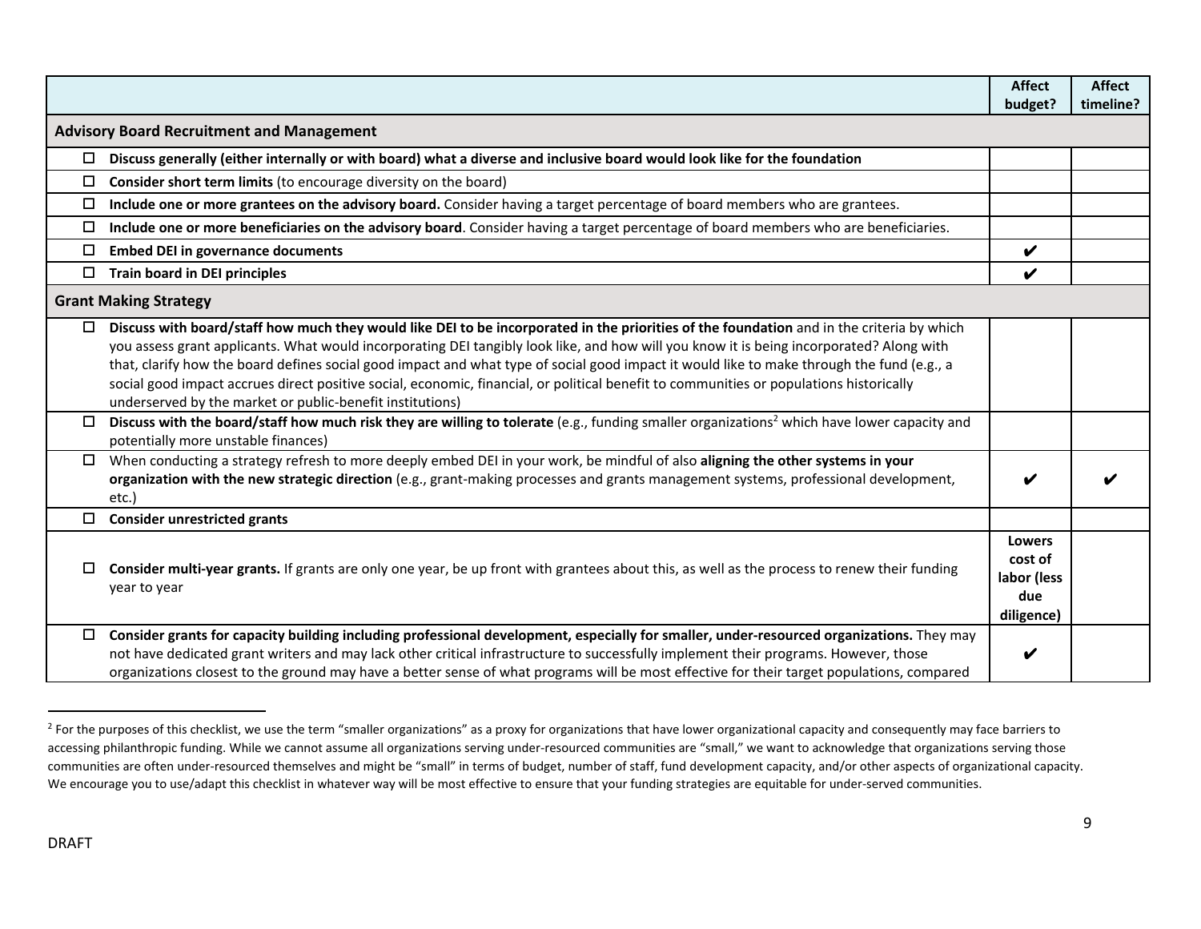| | Affect budget? | Affect timeline? |
|---|---|---|
| **Advisory Board Recruitment and Management** | | |
| ☐ **Discuss generally (either internally or with board) what a diverse and inclusive board would look like for the foundation** | | |
| ☐ **Consider short term limits** (to encourage diversity on the board) | | |
| ☐ **Include one or more grantees on the advisory board.** Consider having a target percentage of board members who are grantees. | | |
| ☐ **Include one or more beneficiaries on the advisory board**. Consider having a target percentage of board members who are beneficiaries. | | |
| ☐ **Embed DEI in governance documents** | ✔ | |
| ☐ **Train board in DEI principles** | ✔ | |
| **Grant Making Strategy** | | |
| ☐ **Discuss with board/staff how much they would like DEI to be incorporated in the priorities of the foundation** and in the criteria by which you assess grant applicants. What would incorporating DEI tangibly look like, and how will you know it is being incorporated? Along with that, clarify how the board defines social good impact and what type of social good impact it would like to make through the fund (e.g., a social good impact accrues direct positive social, economic, financial, or political benefit to communities or populations historically underserved by the market or public-benefit institutions) | | |
| ☐ **Discuss with the board/staff how much risk they are willing to tolerate** (e.g., funding smaller organizations[2] which have lower capacity and potentially more unstable finances) | | |
| ☐ When conducting a strategy refresh to more deeply embed DEI in your work, be mindful of also **aligning the other systems in your organization with the new strategic direction** (e.g., grant-making processes and grants management systems, professional development, etc.) | ✔ | ✔ |
| ☐ **Consider unrestricted grants** | | |
| ☐ **Consider multi-year grants.** If grants are only one year, be up front with grantees about this, as well as the process to renew their funding year to year | **Lowers cost of labor (less due diligence)** | |
| ☐ **Consider grants for capacity building including professional development, especially for smaller, under-resourced organizations.** They may not have dedicated grant writers and may lack other critical infrastructure to successfully implement their programs. However, those organizations closest to the ground may have a better sense of what programs will be most effective for their target populations, compared | ✔ | |

[2] For the purposes of this checklist, we use the term "smaller organizations" as a proxy for organizations that have lower organizational capacity and consequently may face barriers to accessing philanthropic funding. While we cannot assume all organizations serving under-resourced communities are "small," we want to acknowledge that organizations serving those communities are often under-resourced themselves and might be "small" in terms of budget, number of staff, fund development capacity, and/or other aspects of organizational capacity. We encourage you to use/adapt this checklist in whatever way will be most effective to ensure that your funding strategies are equitable for under-served communities.

DRAFT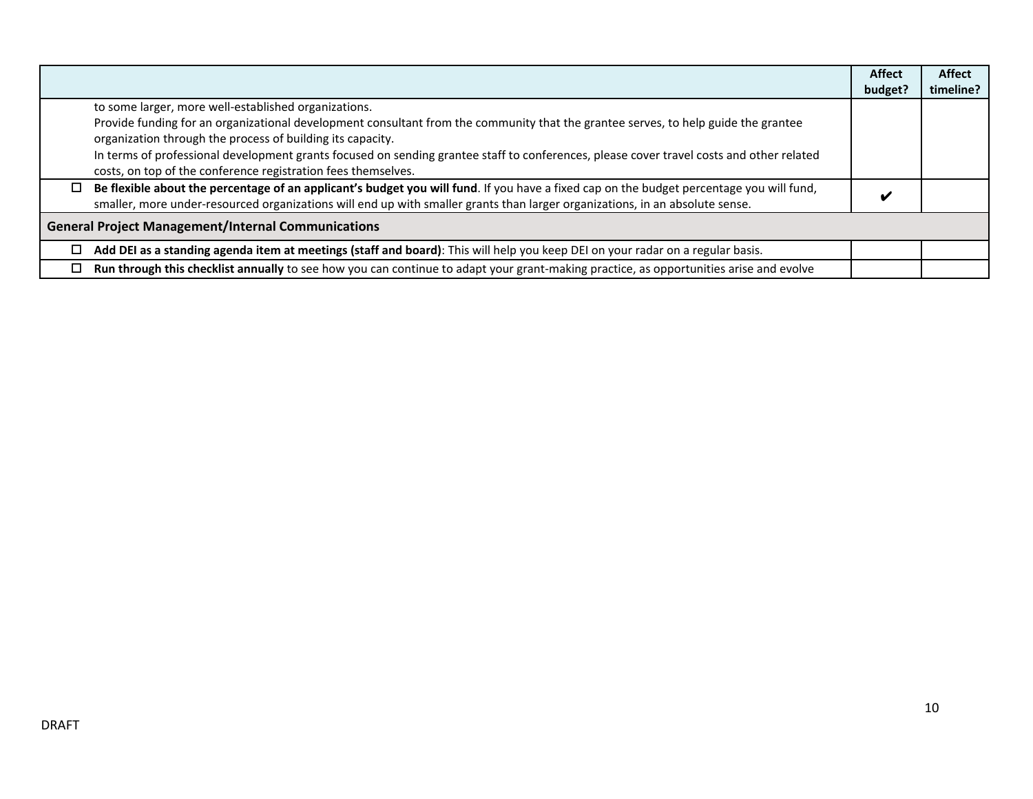| | Affect budget? | Affect timeline? |
|---|---|---|
| to some larger, more well-established organizations.<br>Provide funding for an organizational development consultant from the community that the grantee serves, to help guide the grantee organization through the process of building its capacity.<br>In terms of professional development grants focused on sending grantee staff to conferences, please cover travel costs and other related costs, on top of the conference registration fees themselves. | | |
| ☐ **Be flexible about the percentage of an applicant's budget you will fund**. If you have a fixed cap on the budget percentage you will fund, smaller, more under-resourced organizations will end up with smaller grants than larger organizations, in an absolute sense. | ✔ | |
| **General Project Management/Internal Communications** | | |
| ☐ **Add DEI as a standing agenda item at meetings (staff and board)**: This will help you keep DEI on your radar on a regular basis. | | |
| ☐ **Run through this checklist annually** to see how you can continue to adapt your grant-making practice, as opportunities arise and evolve | | |

DRAFT